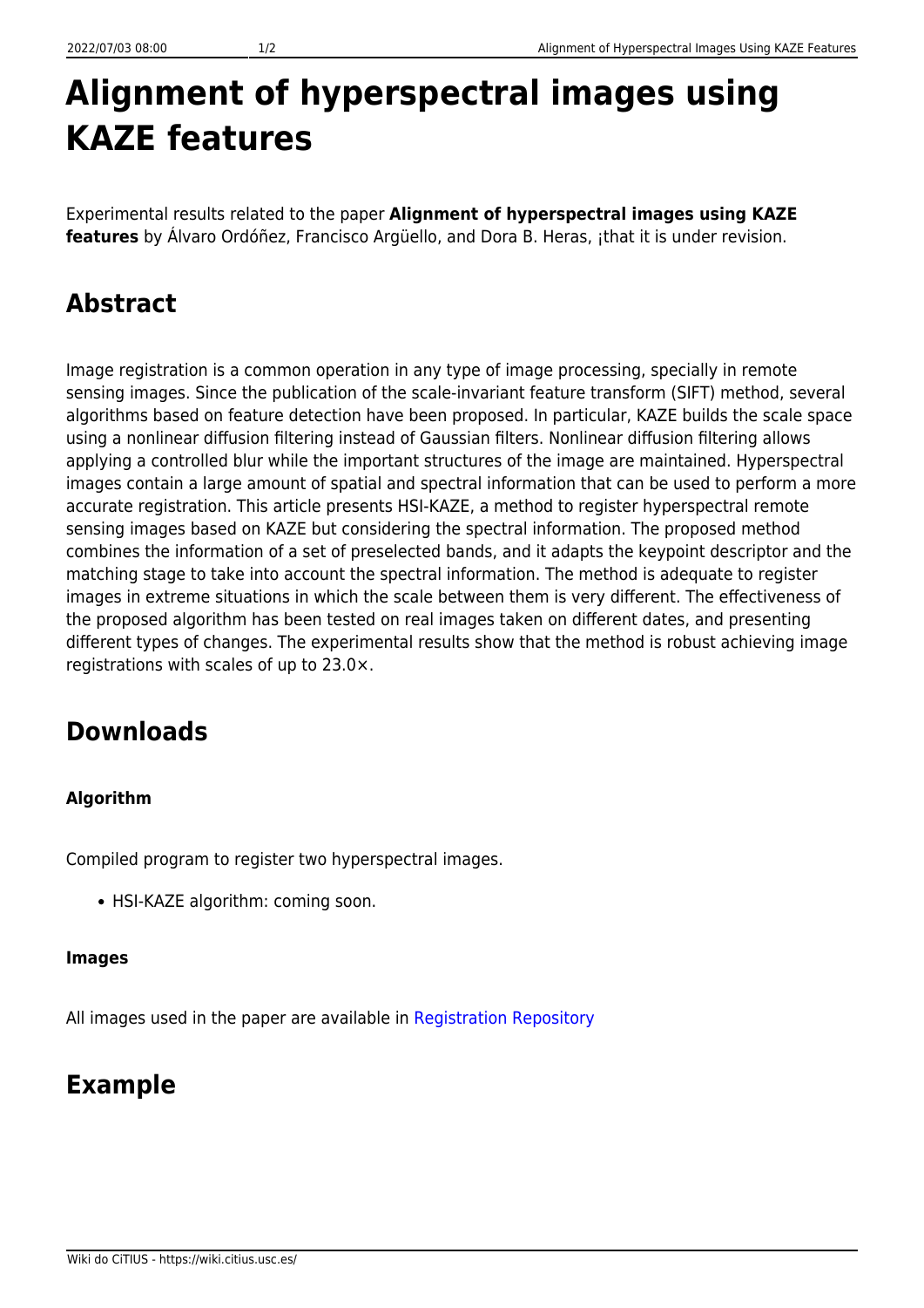# Alignment of hyperspectral images using KAZE features

Experimental results related to the paper **Alignment of hyperspectral images using KAZE features** by Álvaro Ordóñez, Francisco Argüello, and Dora B. Heras, ¡that it is under revision.

## Abstract

Image registration is a common operation in any type of image processing, specially in remote sensing images. Since the publication of the scale-invariant feature transform (SIFT) method, several algorithms based on feature detection have been proposed. In particular, KAZE builds the scale space using a nonlinear diffusion filtering instead of Gaussian filters. Nonlinear diffusion filtering allows applying a controlled blur while the important structures of the image are maintained. Hyperspectral images contain a large amount of spatial and spectral information that can be used to perform a more accurate registration. This article presents HSI-KAZE, a method to register hyperspectral remote sensing images based on KAZE but considering the spectral information. The proposed method combines the information of a set of preselected bands, and it adapts the keypoint descriptor and the matching stage to take into account the spectral information. The method is adequate to register images in extreme situations in which the scale between them is very different. The effectiveness of the proposed algorithm has been tested on real images taken on different dates, and presenting different types of changes. The experimental results show that the method is robust achieving image registrations with scales of up to 23.0×.

## Downloads

### Algorithm

Compiled program to register two hyperspectral images.

- HSI-KAZE algorithm: coming soon.

### Images

All images used in the paper are available in Registration Repository

## Example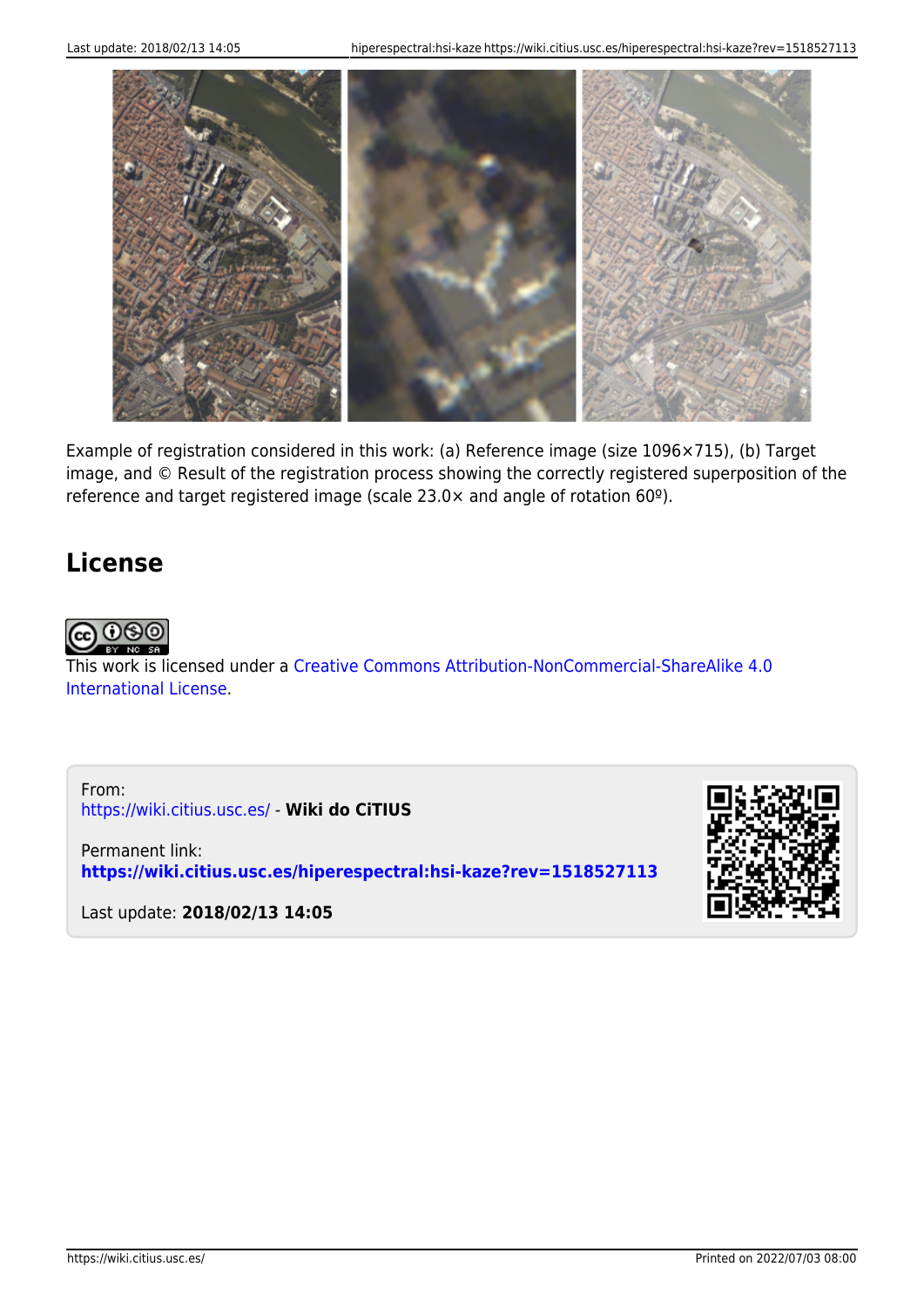Example of registration considered in this work: (a) Reference image (size 1096×715), (b) Target image, and © Result of the registration process showing the correctly registered superposition of the reference and target registered image (scale 23.0× and angle of rotation 60º).

## License

This work is licensed under a Creative Commons Attribution-NonCommercial-ShareAlike 4.0 International License.

From:
https://wiki.citius.usc.es/ - **Wiki do CiTIUS**

Permanent link:
**https://wiki.citius.usc.es/hiperespectral:hsi-kaze?rev=1518527113**

Last update: **2018/02/13 14:05**